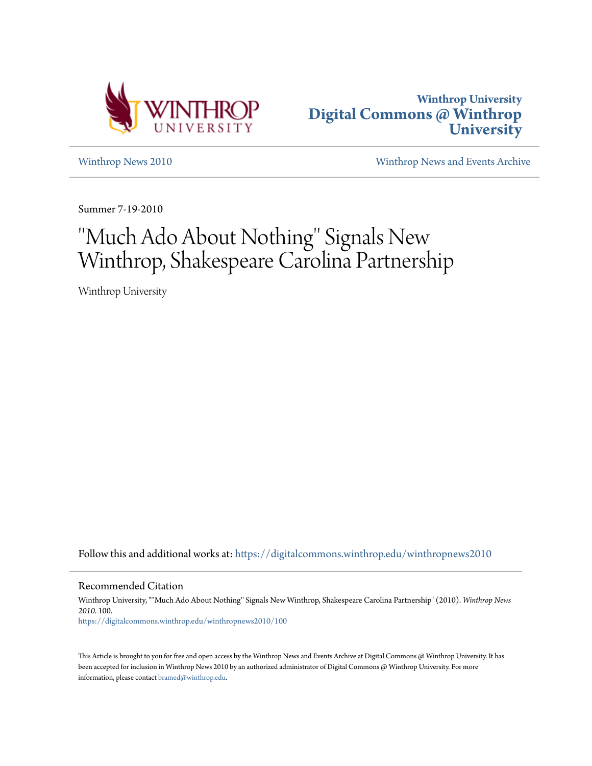Winthrop University
**Digital Commons @ Winthrop University**

Winthrop News 2010 | Winthrop News and Events Archive

Summer 7-19-2010

# "Much Ado About Nothing" Signals New Winthrop, Shakespeare Carolina Partnership

Winthrop University

Follow this and additional works at: https://digitalcommons.winthrop.edu/winthropnews2010

## Recommended Citation

Winthrop University, ""Much Ado About Nothing" Signals New Winthrop, Shakespeare Carolina Partnership" (2010). *Winthrop News 2010*. 100.
https://digitalcommons.winthrop.edu/winthropnews2010/100

This Article is brought to you for free and open access by the Winthrop News and Events Archive at Digital Commons @ Winthrop University. It has been accepted for inclusion in Winthrop News 2010 by an authorized administrator of Digital Commons @ Winthrop University. For more information, please contact bramed@winthrop.edu.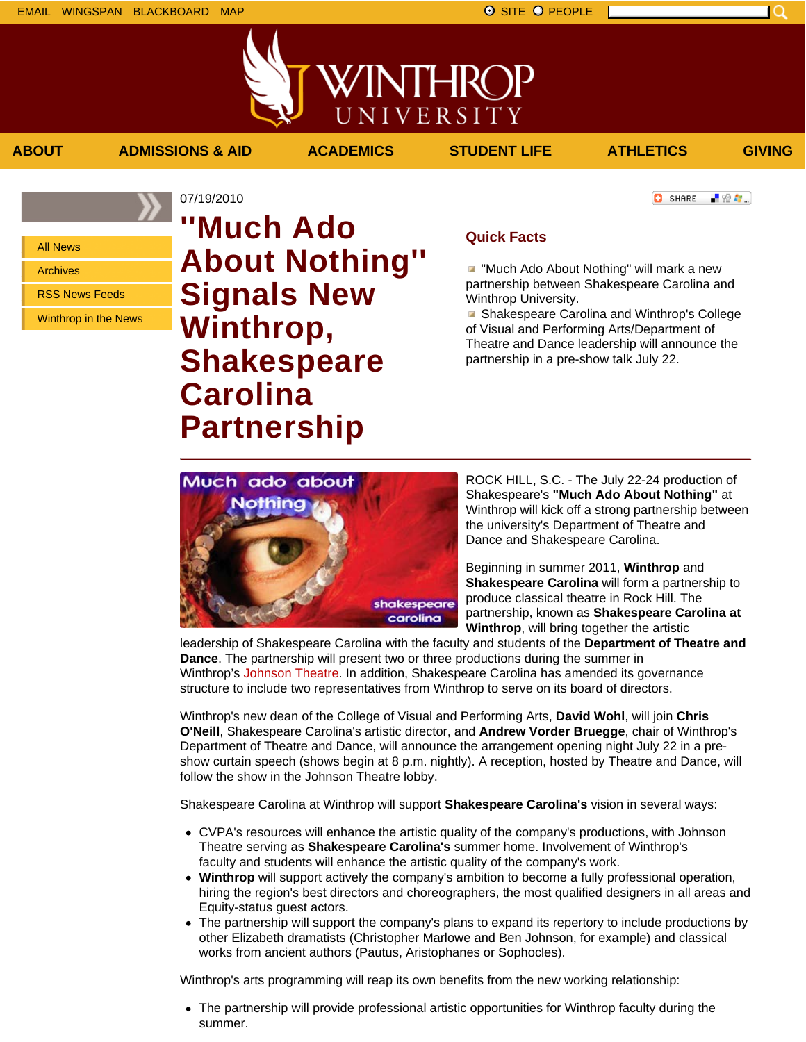EMAIL WINGSPAN BLACKBOARD MAP

SITE PEOPLE

ABOUT | ADMISSIONS & AID | ACADEMICS | STUDENT LIFE | ATHLETICS | GIVING

- All News
- Archives
- RSS News Feeds
- Winthrop in the News

07/19/2010

# "Much Ado About Nothing" Signals New Winthrop, Shakespeare Carolina Partnership

## Quick Facts

- "Much Ado About Nothing" will mark a new partnership between Shakespeare Carolina and Winthrop University.
- Shakespeare Carolina and Winthrop's College of Visual and Performing Arts/Department of Theatre and Dance leadership will announce the partnership in a pre-show talk July 22.

ROCK HILL, S.C. - The July 22-24 production of Shakespeare's **"Much Ado About Nothing"** at Winthrop will kick off a strong partnership between the university's Department of Theatre and Dance and Shakespeare Carolina.

Beginning in summer 2011, **Winthrop** and **Shakespeare Carolina** will form a partnership to produce classical theatre in Rock Hill. The partnership, known as **Shakespeare Carolina at Winthrop**, will bring together the artistic leadership of Shakespeare Carolina with the faculty and students of the **Department of Theatre and Dance**. The partnership will present two or three productions during the summer in Winthrop's Johnson Theatre. In addition, Shakespeare Carolina has amended its governance structure to include two representatives from Winthrop to serve on its board of directors.

Winthrop's new dean of the College of Visual and Performing Arts, **David Wohl**, will join **Chris O'Neill**, Shakespeare Carolina's artistic director, and **Andrew Vorder Bruegge**, chair of Winthrop's Department of Theatre and Dance, will announce the arrangement opening night July 22 in a pre-show curtain speech (shows begin at 8 p.m. nightly). A reception, hosted by Theatre and Dance, will follow the show in the Johnson Theatre lobby.

Shakespeare Carolina at Winthrop will support **Shakespeare Carolina's** vision in several ways:

- CVPA's resources will enhance the artistic quality of the company's productions, with Johnson Theatre serving as **Shakespeare Carolina's** summer home. Involvement of Winthrop's faculty and students will enhance the artistic quality of the company's work.
- **Winthrop** will support actively the company's ambition to become a fully professional operation, hiring the region's best directors and choreographers, the most qualified designers in all areas and Equity-status guest actors.
- The partnership will support the company's plans to expand its repertory to include productions by other Elizabeth dramatists (Christopher Marlowe and Ben Johnson, for example) and classical works from ancient authors (Pautus, Aristophanes or Sophocles).

Winthrop's arts programming will reap its own benefits from the new working relationship:

- The partnership will provide professional artistic opportunities for Winthrop faculty during the summer.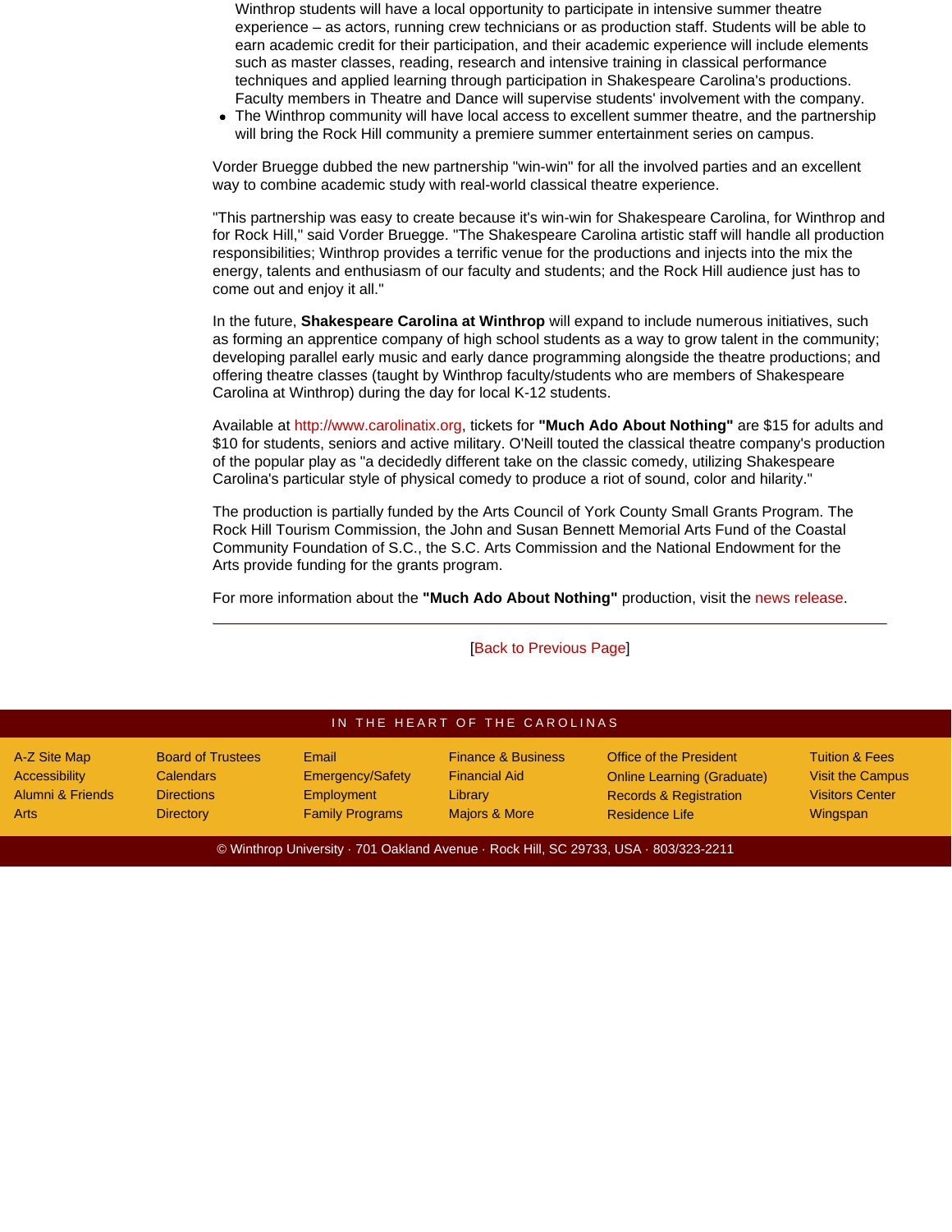Winthrop students will have a local opportunity to participate in intensive summer theatre experience – as actors, running crew technicians or as production staff. Students will be able to earn academic credit for their participation, and their academic experience will include elements such as master classes, reading, research and intensive training in classical performance techniques and applied learning through participation in Shakespeare Carolina's productions. Faculty members in Theatre and Dance will supervise students' involvement with the company.

- The Winthrop community will have local access to excellent summer theatre, and the partnership will bring the Rock Hill community a premiere summer entertainment series on campus.

Vorder Bruegge dubbed the new partnership "win-win" for all the involved parties and an excellent way to combine academic study with real-world classical theatre experience.

"This partnership was easy to create because it's win-win for Shakespeare Carolina, for Winthrop and for Rock Hill," said Vorder Bruegge. "The Shakespeare Carolina artistic staff will handle all production responsibilities; Winthrop provides a terrific venue for the productions and injects into the mix the energy, talents and enthusiasm of our faculty and students; and the Rock Hill audience just has to come out and enjoy it all."

In the future, **Shakespeare Carolina at Winthrop** will expand to include numerous initiatives, such as forming an apprentice company of high school students as a way to grow talent in the community; developing parallel early music and early dance programming alongside the theatre productions; and offering theatre classes (taught by Winthrop faculty/students who are members of Shakespeare Carolina at Winthrop) during the day for local K-12 students.

Available at http://www.carolinatix.org, tickets for **"Much Ado About Nothing"** are $15 for adults and $10 for students, seniors and active military. O'Neill touted the classical theatre company's production of the popular play as "a decidedly different take on the classic comedy, utilizing Shakespeare Carolina's particular style of physical comedy to produce a riot of sound, color and hilarity."

The production is partially funded by the Arts Council of York County Small Grants Program. The Rock Hill Tourism Commission, the John and Susan Bennett Memorial Arts Fund of the Coastal Community Foundation of S.C., the S.C. Arts Commission and the National Endowment for the Arts provide funding for the grants program.

For more information about the **"Much Ado About Nothing"** production, visit the news release.

---

[Back to Previous Page]

IN THE HEART OF THE CAROLINAS

A-Z Site Map
Accessibility
Alumni & Friends
Arts
Board of Trustees
Calendars
Directions
Directory
Email
Emergency/Safety
Employment
Family Programs
Finance & Business
Financial Aid
Library
Majors & More
Office of the President
Online Learning (Graduate)
Records & Registration
Residence Life
Tuition & Fees
Visit the Campus
Visitors Center
Wingspan

© Winthrop University · 701 Oakland Avenue · Rock Hill, SC 29733, USA · 803/323-2211